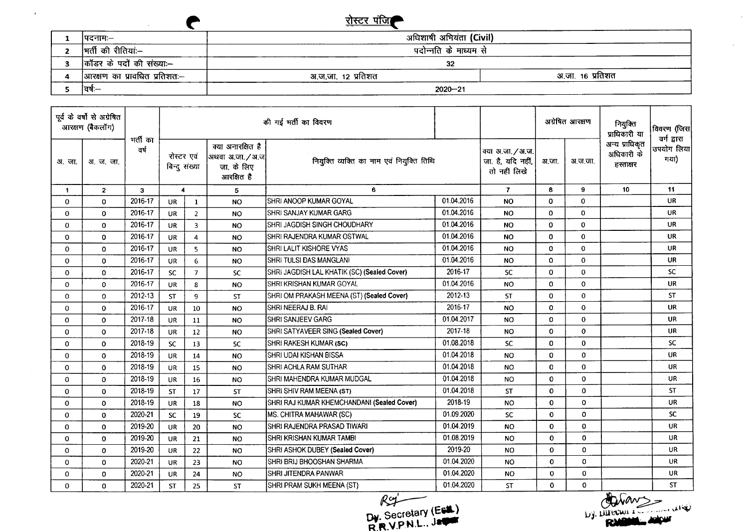# रोस्टर पंजिका

| | | | |
|---|---|---|---|
| 1 | पदनाम:– | अधिशाषी अभियंता (Civil) | |
| 2 | भर्ती की रीतियां:– | पदोन्नति के माध्यम से | |
| 3 | कॉडर के पदों की संख्या:– | 32 | |
| 4 | आरक्षण का प्रावधित प्रतिशत:– | अ.ज.जा. 12 प्रतिशत | अ.जा. 16 प्रतिशत |
| 5 | वर्ष:– | 2020–21 | |

| पूर्व के वर्षो से अग्रेषित आरक्षण (बैकलॉग) | | भर्ती का वर्ष | की गई भर्ती का विवरण | | | | | | अग्रेषित आरक्षण | | नियुक्ति प्राधिकारी या अन्य प्राधिकृत अधिकारी के हस्ताक्षर | विवरण (जिस वर्ग द्वारा उपयोग लिया गया) |
|---|---|---|---|---|---|---|---|---|---|---|---|---|
| अ. जा. | अ. ज. जा. | | रोस्टर एवं बिन्दु संख्या | | क्या अनारक्षित है अथवा अ.जा./अ.ज.जा. के लिए आरक्षित है | नियुक्त व्यक्ति का नाम एवं नियुक्ति तिथि | | क्या अ.जा./अ.ज.जा. है, यदि नहीं, तो नहीं लिखे | अ.जा. | अ.ज.जा. | | |
| 1 | 2 | 3 | 4 | | 5 | 6 | | 7 | 8 | 9 | 10 | 11 |
| 0 | 0 | 2016-17 | UR | 1 | NO | SHRI ANOOP KUMAR GOYAL | 01.04.2016 | NO | 0 | 0 | | UR |
| 0 | 0 | 2016-17 | UR | 2 | NO | SHRI SANJAY KUMAR GARG | 01.04.2016 | NO | 0 | 0 | | UR |
| 0 | 0 | 2016-17 | UR | 3 | NO | SHRI JAGDISH SINGH CHOUDHARY | 01.04.2016 | NO | 0 | 0 | | UR |
| 0 | 0 | 2016-17 | UR | 4 | NO | SHRI RAJENDRA KUMAR OSTWAL | 01.04.2016 | NO | 0 | 0 | | UR |
| 0 | 0 | 2016-17 | UR | 5 | NO | SHRI LALIT KISHORE VYAS | 01.04.2016 | NO | 0 | 0 | | UR |
| 0 | 0 | 2016-17 | UR | 6 | NO | SHRI TULSI DAS MANGLANI | 01.04.2016 | NO | 0 | 0 | | UR |
| 0 | 0 | 2016-17 | SC | 7 | SC | SHRI JAGDISH LAL KHATIK (SC) (Sealed Cover) | 2016-17 | SC | 0 | 0 | | SC |
| 0 | 0 | 2016-17 | UR | 8 | NO | SHRI KRISHAN KUMAR GOYAL | 01.04.2016 | NO | 0 | 0 | | UR |
| 0 | 0 | 2012-13 | ST | 9 | ST | SHRI OM PRAKASH MEENA (ST) (Sealed Cover) | 2012-13 | ST | 0 | 0 | | ST |
| 0 | 0 | 2016-17 | UR | 10 | NO | SHRI NEERAJ B. RAI | 2016-17 | NO | 0 | 0 | | UR |
| 0 | 0 | 2017-18 | UR | 11 | NO | SHRI SANJEEV GARG | 01.04.2017 | NO | 0 | 0 | | UR |
| 0 | 0 | 2017-18 | UR | 12 | NO | SHRI SATYAVEER SING (Sealed Cover) | 2017-18 | NO | 0 | 0 | | UR |
| 0 | 0 | 2018-19 | SC | 13 | SC | SHRI RAKESH KUMAR (SC) | 01.08.2018 | SC | 0 | 0 | | SC |
| 0 | 0 | 2018-19 | UR | 14 | NO | SHRI UDAI KISHAN BISSA | 01.04.2018 | NO | 0 | 0 | | UR |
| 0 | 0 | 2018-19 | UR | 15 | NO | SHRI ACHLA RAM SUTHAR | 01.04.2018 | NO | 0 | 0 | | UR |
| 0 | 0 | 2018-19 | UR | 16 | NO | SHRI MAHENDRA KUMAR MUDGAL | 01.04.2018 | NO | 0 | 0 | | UR |
| 0 | 0 | 2018-19 | ST | 17 | ST | SHRI SHIV RAM MEENA (ST) | 01.04.2018 | ST | 0 | 0 | | ST |
| 0 | 0 | 2018-19 | UR | 18 | NO | SHRI RAJ KUMAR KHEMCHANDANI (Sealed Cover) | 2018-19 | NO | 0 | 0 | | UR |
| 0 | 0 | 2020-21 | SC | 19 | SC | MS. CHITRA MAHAWAR (SC) | 01.09.2020 | SC | 0 | 0 | | SC |
| 0 | 0 | 2019-20 | UR | 20 | NO | SHRI RAJENDRA PRASAD TIWARI | 01.04.2019 | NO | 0 | 0 | | UR |
| 0 | 0 | 2019-20 | UR | 21 | NO | SHRI KRISHAN KUMAR TAMBI | 01.08.2019 | NO | 0 | 0 | | UR |
| 0 | 0 | 2019-20 | UR | 22 | NO | SHRI ASHOK DUBEY (Sealed Cover) | 2019-20 | NO | 0 | 0 | | UR |
| 0 | 0 | 2020-21 | UR | 23 | NO | SHRI BRIJ BHOOSHAN SHARMA | 01.04.2020 | NO | 0 | 0 | | UR |
| 0 | 0 | 2020-21 | UR | 24 | NO | SHRI JITENDRA PANWAR | 01.04.2020 | NO | 0 | 0 | | UR |
| 0 | 0 | 2020-21 | ST | 25 | ST | SHRI PRAM SUKH MEENA (ST) | 01.04.2020 | ST | 0 | 0 | | ST |

Dy. Secretary (Estt.)
R.R.V.P.N.L., Jaipur

Dy. Director ...
RVPNL, Jaipur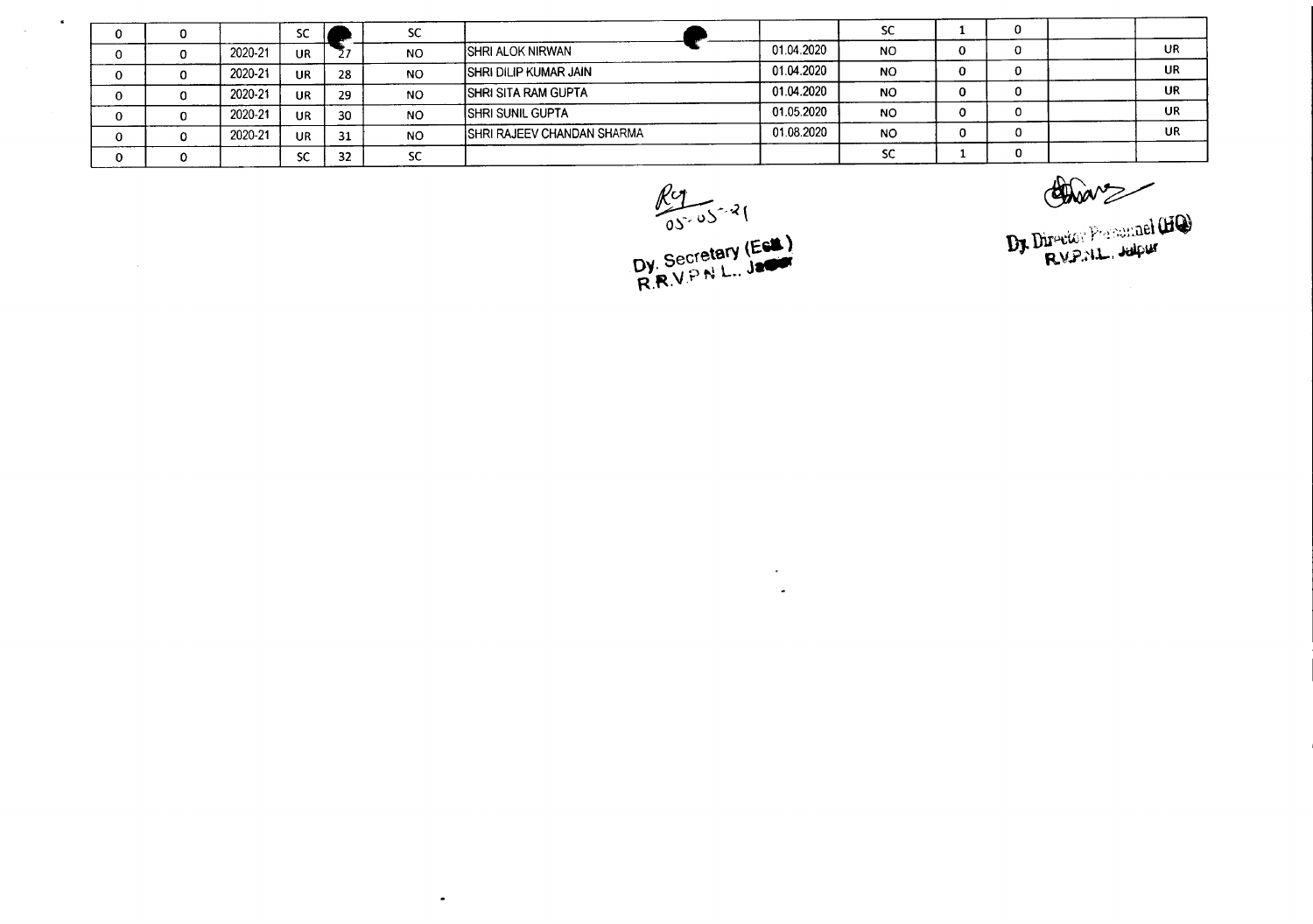| | | | | | | | | | | | | |
|---|---|---|---|---|---|---|---|---|---|---|---|---|
| 0 | 0 | | SC | | SC | | | SC | 1 | 0 | | |
| 0 | 0 | 2020-21 | UR | 27 | NO | SHRI ALOK NIRWAN | 01.04.2020 | NO | 0 | 0 | | UR |
| 0 | 0 | 2020-21 | UR | 28 | NO | SHRI DILIP KUMAR JAIN | 01.04.2020 | NO | 0 | 0 | | UR |
| 0 | 0 | 2020-21 | UR | 29 | NO | SHRI SITA RAM GUPTA | 01.04.2020 | NO | 0 | 0 | | UR |
| 0 | 0 | 2020-21 | UR | 30 | NO | SHRI SUNIL GUPTA | 01.05.2020 | NO | 0 | 0 | | UR |
| 0 | 0 | 2020-21 | UR | 31 | NO | SHRI RAJEEV CHANDAN SHARMA | 01.08.2020 | NO | 0 | 0 | | UR |
| 0 | 0 | | SC | 32 | SC | | | SC | 1 | 0 | | |

05-05-21

Dy. Secretary (Estt.)
R.R.V.P.N.L., Jaipur

Dy. Director Personnel (HQ)
R.V.P.N.L., Jaipur